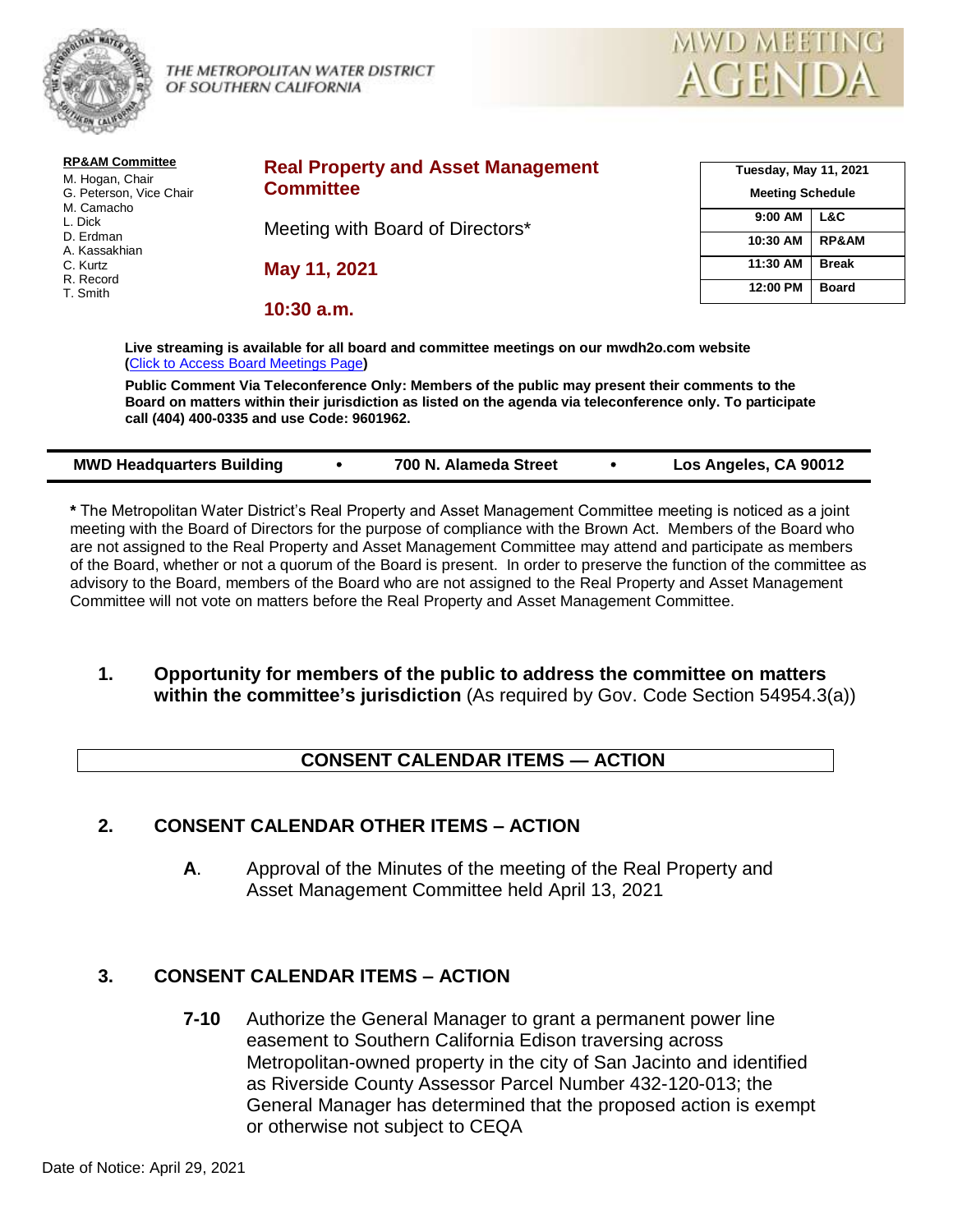THE METROPOLITAN WATER DISTRICT OF SOUTHERN CALIFORNIA

MWD MEETING AGENDA

**RP&AM Committee**

M. Hogan, Chair
G. Peterson, Vice Chair
M. Camacho
L. Dick
D. Erdman
A. Kassakhian
C. Kurtz
R. Record
T. Smith

# Real Property and Asset Management Committee

Meeting with Board of Directors*

**May 11, 2021**

**10:30 a.m.**

| Tuesday, May 11, 2021 Meeting Schedule | |
|---|---|
| 9:00 AM | L&C |
| 10:30 AM | RP&AM |
| 11:30 AM | Break |
| 12:00 PM | Board |

**Live streaming is available for all board and committee meetings on our mwdh2o.com website (**Click to Access Board Meetings Page**)**

**Public Comment Via Teleconference Only: Members of the public may present their comments to the Board on matters within their jurisdiction as listed on the agenda via teleconference only. To participate call (404) 400-0335 and use Code: 9601962.**

**MWD Headquarters Building • 700 N. Alameda Street • Los Angeles, CA 90012**

**\*** The Metropolitan Water District's Real Property and Asset Management Committee meeting is noticed as a joint meeting with the Board of Directors for the purpose of compliance with the Brown Act. Members of the Board who are not assigned to the Real Property and Asset Management Committee may attend and participate as members of the Board, whether or not a quorum of the Board is present. In order to preserve the function of the committee as advisory to the Board, members of the Board who are not assigned to the Real Property and Asset Management Committee will not vote on matters before the Real Property and Asset Management Committee.

**1. Opportunity for members of the public to address the committee on matters within the committee's jurisdiction** (As required by Gov. Code Section 54954.3(a))

## CONSENT CALENDAR ITEMS — ACTION

**2. CONSENT CALENDAR OTHER ITEMS – ACTION**

**A**. Approval of the Minutes of the meeting of the Real Property and Asset Management Committee held April 13, 2021

**3. CONSENT CALENDAR ITEMS – ACTION**

**7-10** Authorize the General Manager to grant a permanent power line easement to Southern California Edison traversing across Metropolitan-owned property in the city of San Jacinto and identified as Riverside County Assessor Parcel Number 432-120-013; the General Manager has determined that the proposed action is exempt or otherwise not subject to CEQA

Date of Notice: April 29, 2021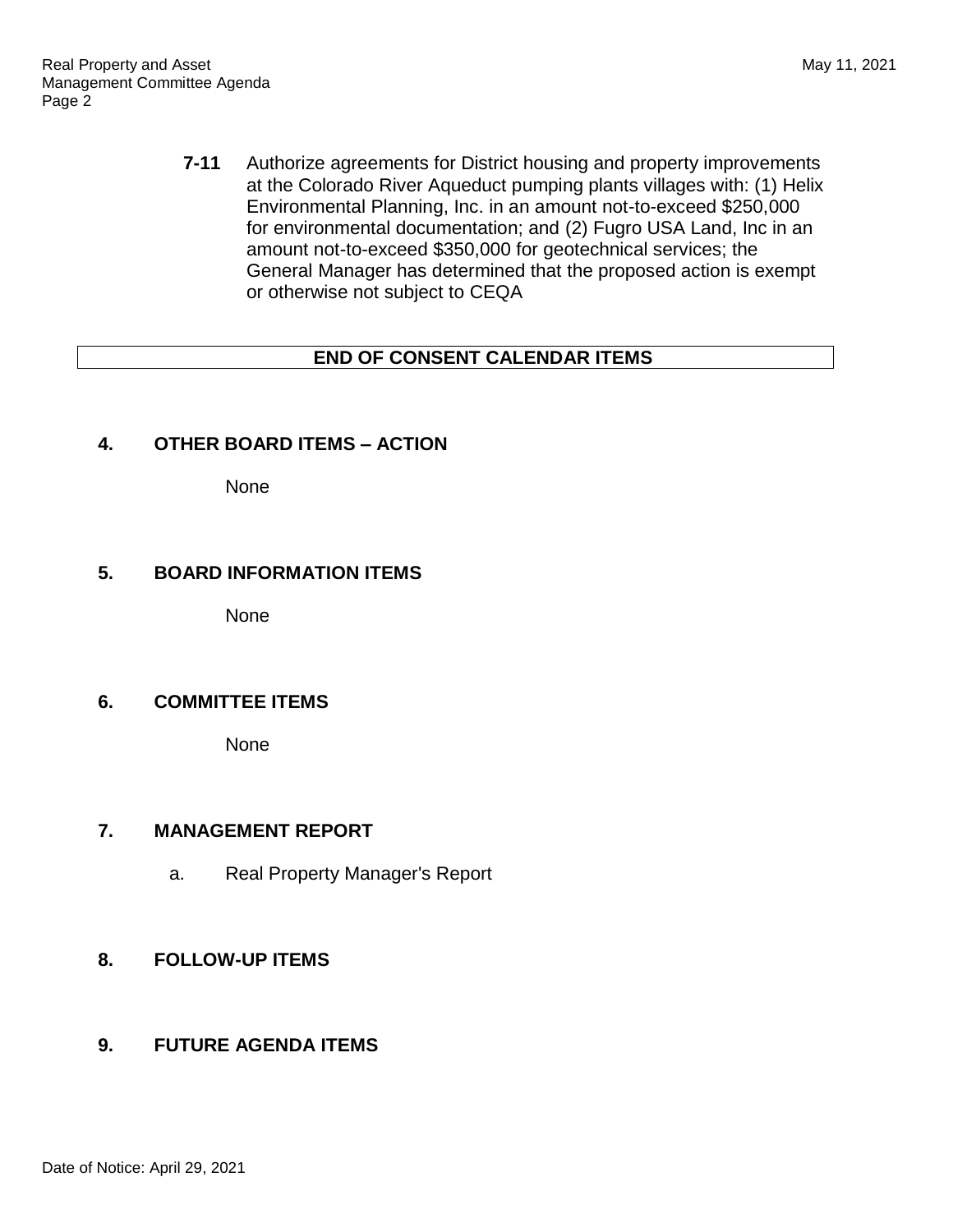**7-11** Authorize agreements for District housing and property improvements at the Colorado River Aqueduct pumping plants villages with: (1) Helix Environmental Planning, Inc. in an amount not-to-exceed $250,000 for environmental documentation; and (2) Fugro USA Land, Inc in an amount not-to-exceed $350,000 for geotechnical services; the General Manager has determined that the proposed action is exempt or otherwise not subject to CEQA

**END OF CONSENT CALENDAR ITEMS**

## 4. OTHER BOARD ITEMS – ACTION

None

## 5. BOARD INFORMATION ITEMS

None

## 6. COMMITTEE ITEMS

None

## 7. MANAGEMENT REPORT

a. Real Property Manager's Report

## 8. FOLLOW-UP ITEMS

## 9. FUTURE AGENDA ITEMS

Date of Notice: April 29, 2021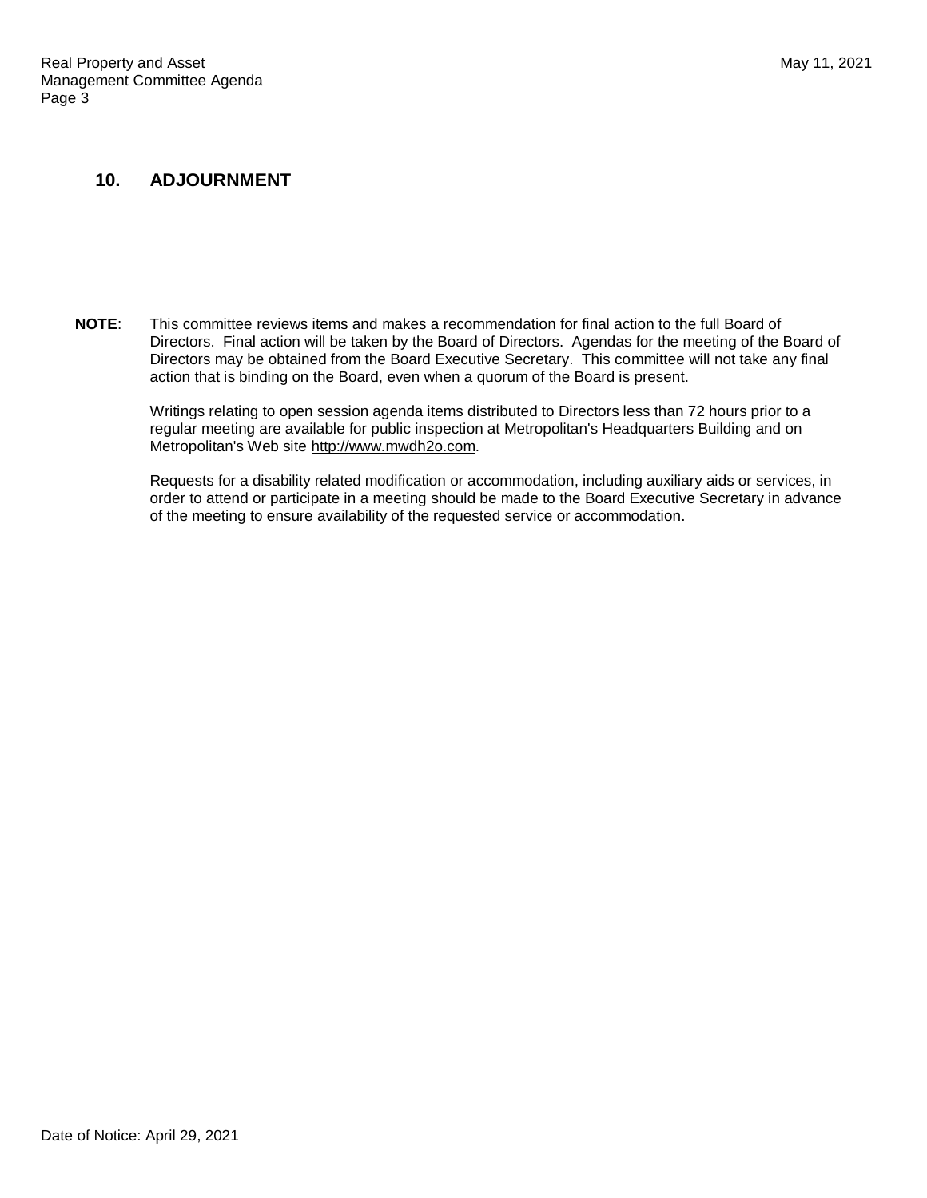## 10. ADJOURNMENT

**NOTE**: This committee reviews items and makes a recommendation for final action to the full Board of Directors. Final action will be taken by the Board of Directors. Agendas for the meeting of the Board of Directors may be obtained from the Board Executive Secretary. This committee will not take any final action that is binding on the Board, even when a quorum of the Board is present.

Writings relating to open session agenda items distributed to Directors less than 72 hours prior to a regular meeting are available for public inspection at Metropolitan's Headquarters Building and on Metropolitan's Web site http://www.mwdh2o.com.

Requests for a disability related modification or accommodation, including auxiliary aids or services, in order to attend or participate in a meeting should be made to the Board Executive Secretary in advance of the meeting to ensure availability of the requested service or accommodation.

Date of Notice: April 29, 2021